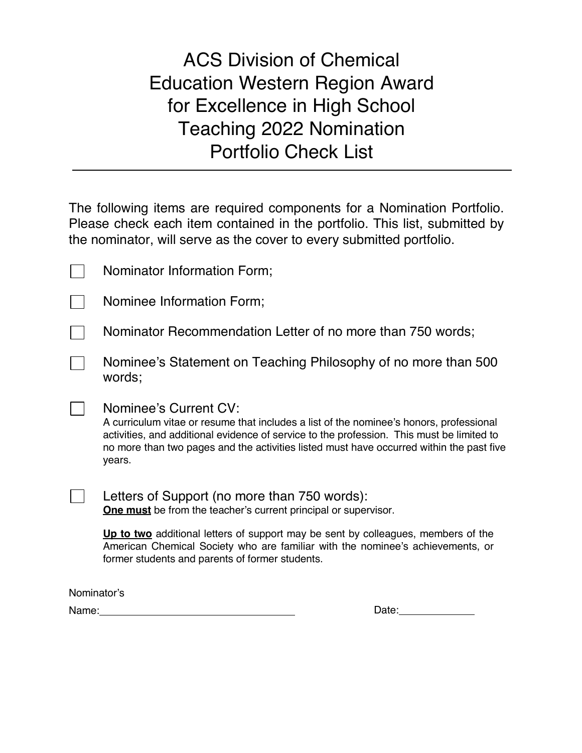# ACS Division of Chemical Education Western Region Award for Excellence in High School Teaching 2022 Nomination Portfolio Check List

---

The following items are required components for a Nomination Portfolio. Please check each item contained in the portfolio. This list, submitted by the nominator, will serve as the cover to every submitted portfolio.

- [ ] Nominator Information Form;
- [ ] Nominee Information Form;
- [ ] Nominator Recommendation Letter of no more than 750 words;
- [ ] Nominee's Statement on Teaching Philosophy of no more than 500 words;
- [ ] Nominee's Current CV:
  A curriculum vitae or resume that includes a list of the nominee's honors, professional activities, and additional evidence of service to the profession. This must be limited to no more than two pages and the activities listed must have occurred within the past five years.
- [ ] Letters of Support (no more than 750 words):
  **One must** be from the teacher's current principal or supervisor.

  **Up to two** additional letters of support may be sent by colleagues, members of the American Chemical Society who are familiar with the nominee's achievements, or former students and parents of former students.

Nominator's Name: ______________________ Date: ____________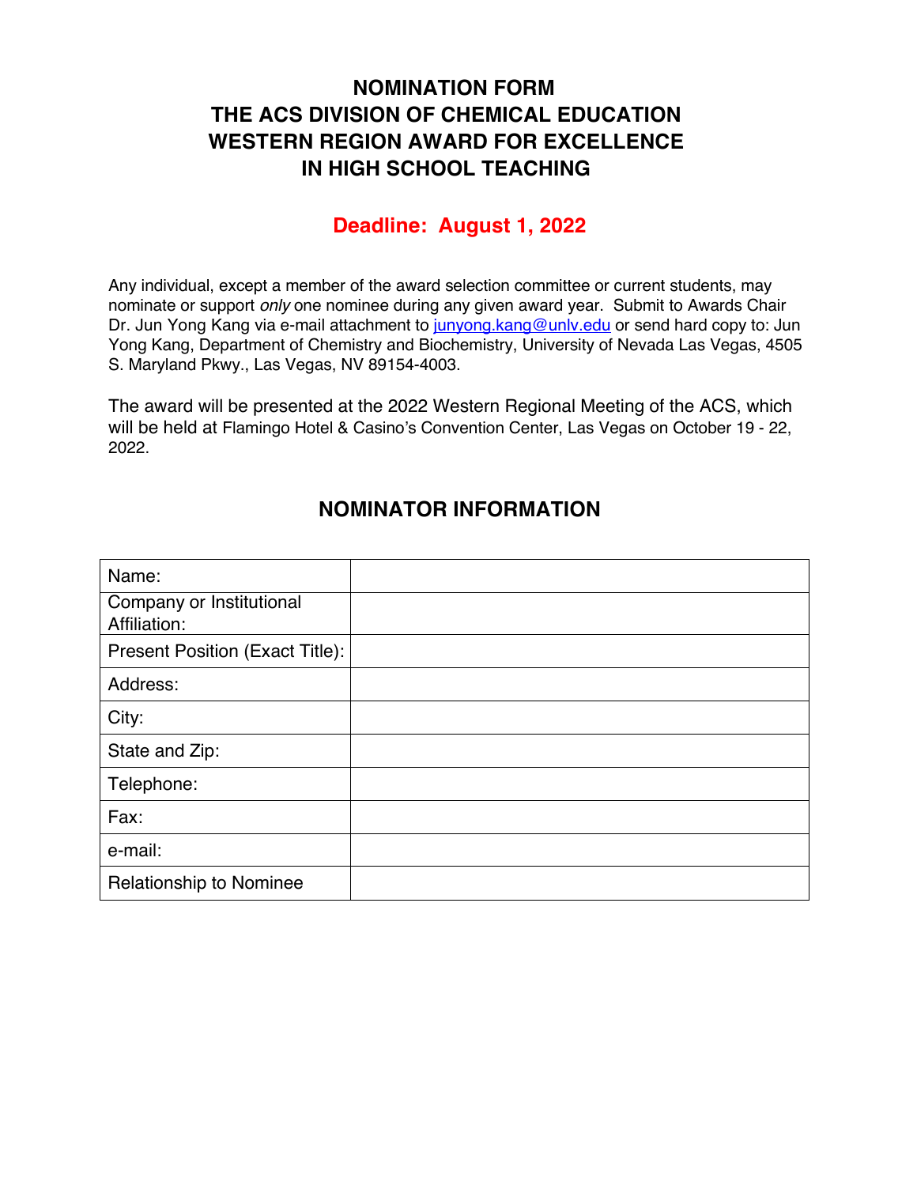# NOMINATION FORM
# THE ACS DIVISION OF CHEMICAL EDUCATION
# WESTERN REGION AWARD FOR EXCELLENCE
# IN HIGH SCHOOL TEACHING

**Deadline: August 1, 2022**

Any individual, except a member of the award selection committee or current students, may nominate or support *only* one nominee during any given award year. Submit to Awards Chair Dr. Jun Yong Kang via e-mail attachment to junyong.kang@unlv.edu or send hard copy to: Jun Yong Kang, Department of Chemistry and Biochemistry, University of Nevada Las Vegas, 4505 S. Maryland Pkwy., Las Vegas, NV 89154-4003.

The award will be presented at the 2022 Western Regional Meeting of the ACS, which will be held at Flamingo Hotel & Casino's Convention Center, Las Vegas on October 19 - 22, 2022.

## NOMINATOR INFORMATION

| | |
|---|---|
| Name: | |
| Company or Institutional Affiliation: | |
| Present Position (Exact Title): | |
| Address: | |
| City: | |
| State and Zip: | |
| Telephone: | |
| Fax: | |
| e-mail: | |
| Relationship to Nominee | |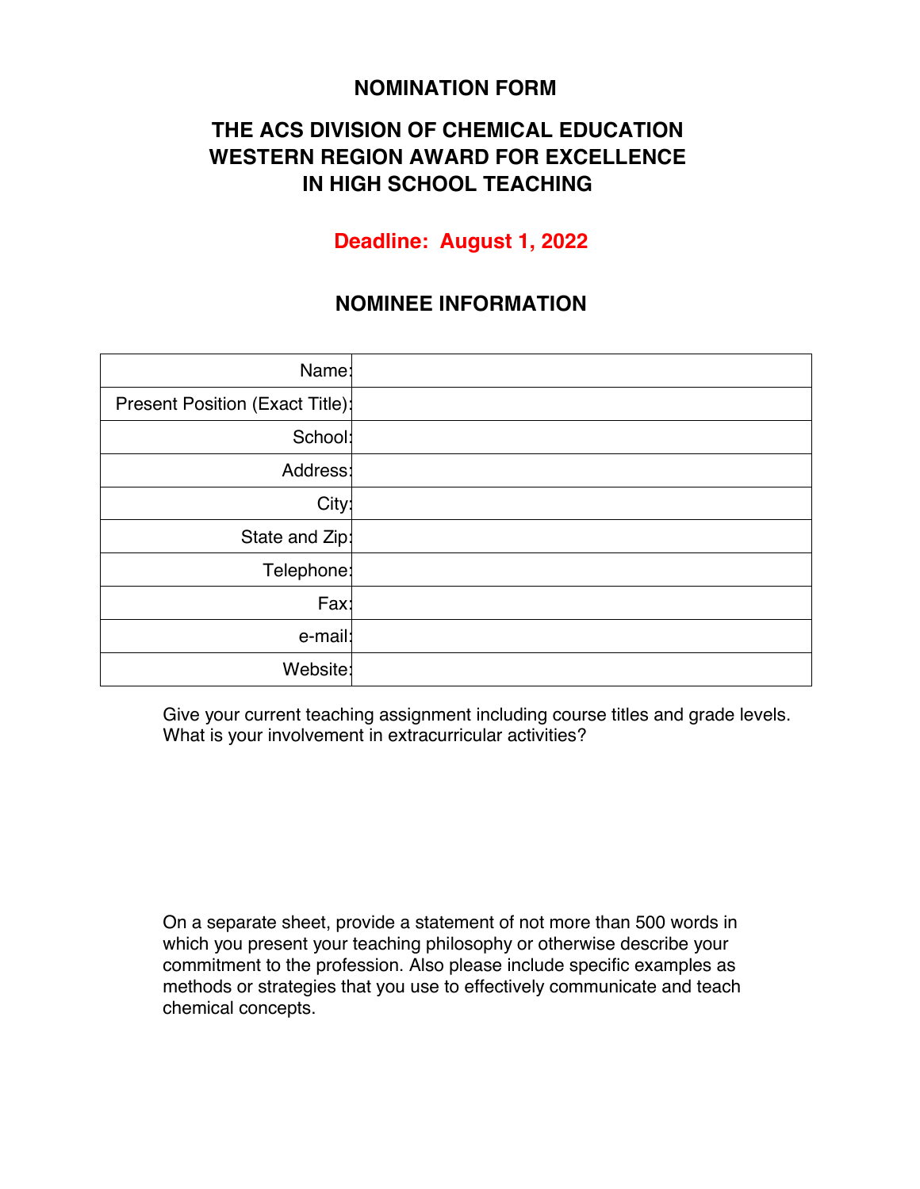# NOMINATION FORM

## THE ACS DIVISION OF CHEMICAL EDUCATION WESTERN REGION AWARD FOR EXCELLENCE IN HIGH SCHOOL TEACHING

**Deadline: August 1, 2022**

## NOMINEE INFORMATION

| | |
|---|---|
| Name: | |
| Present Position (Exact Title): | |
| School: | |
| Address: | |
| City: | |
| State and Zip: | |
| Telephone: | |
| Fax: | |
| e-mail: | |
| Website: | |

Give your current teaching assignment including course titles and grade levels. What is your involvement in extracurricular activities?

On a separate sheet, provide a statement of not more than 500 words in which you present your teaching philosophy or otherwise describe your commitment to the profession. Also please include specific examples as methods or strategies that you use to effectively communicate and teach chemical concepts.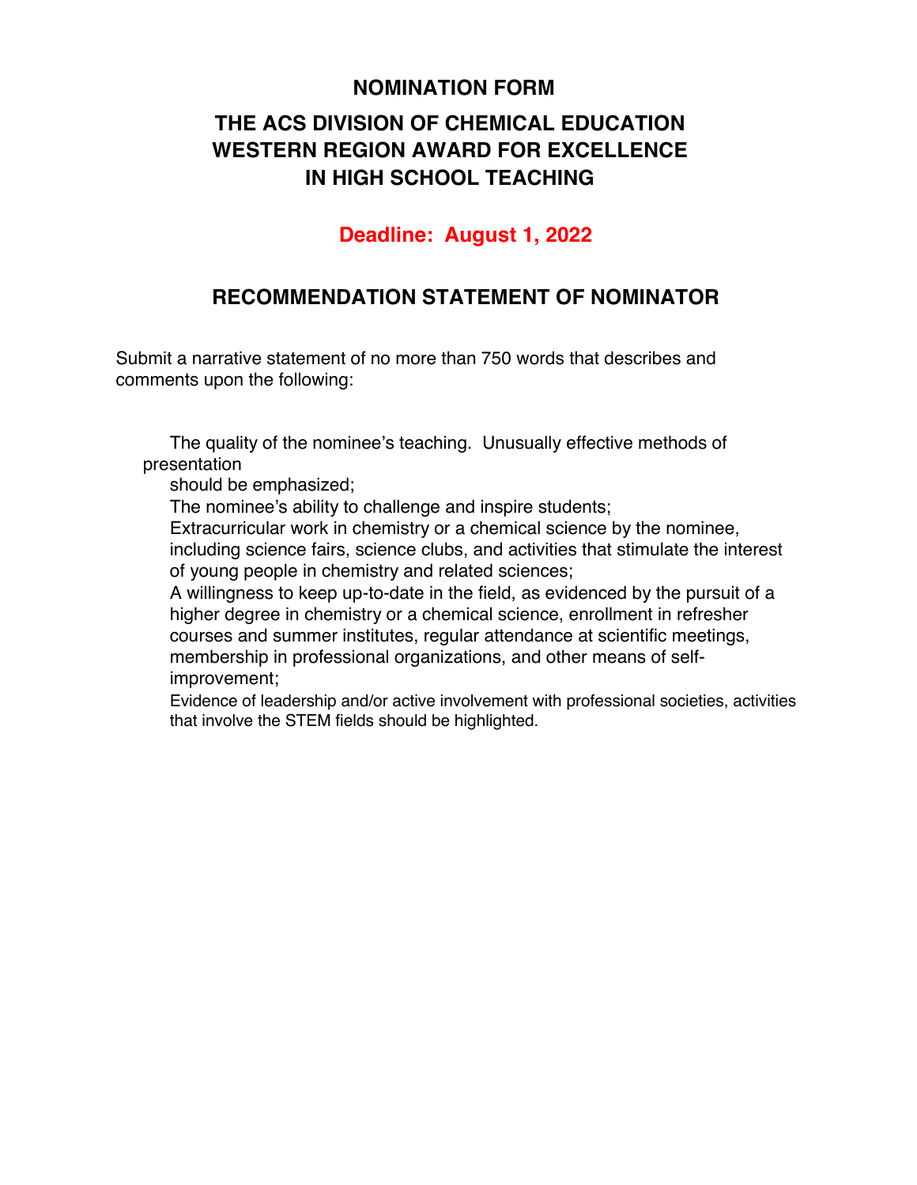# NOMINATION FORM

## THE ACS DIVISION OF CHEMICAL EDUCATION WESTERN REGION AWARD FOR EXCELLENCE IN HIGH SCHOOL TEACHING

**Deadline: August 1, 2022**

## RECOMMENDATION STATEMENT OF NOMINATOR

Submit a narrative statement of no more than 750 words that describes and comments upon the following:

- The quality of the nominee's teaching. Unusually effective methods of presentation should be emphasized;
- The nominee's ability to challenge and inspire students;
- Extracurricular work in chemistry or a chemical science by the nominee, including science fairs, science clubs, and activities that stimulate the interest of young people in chemistry and related sciences;
- A willingness to keep up-to-date in the field, as evidenced by the pursuit of a higher degree in chemistry or a chemical science, enrollment in refresher courses and summer institutes, regular attendance at scientific meetings, membership in professional organizations, and other means of self-improvement;
- Evidence of leadership and/or active involvement with professional societies, activities that involve the STEM fields should be highlighted.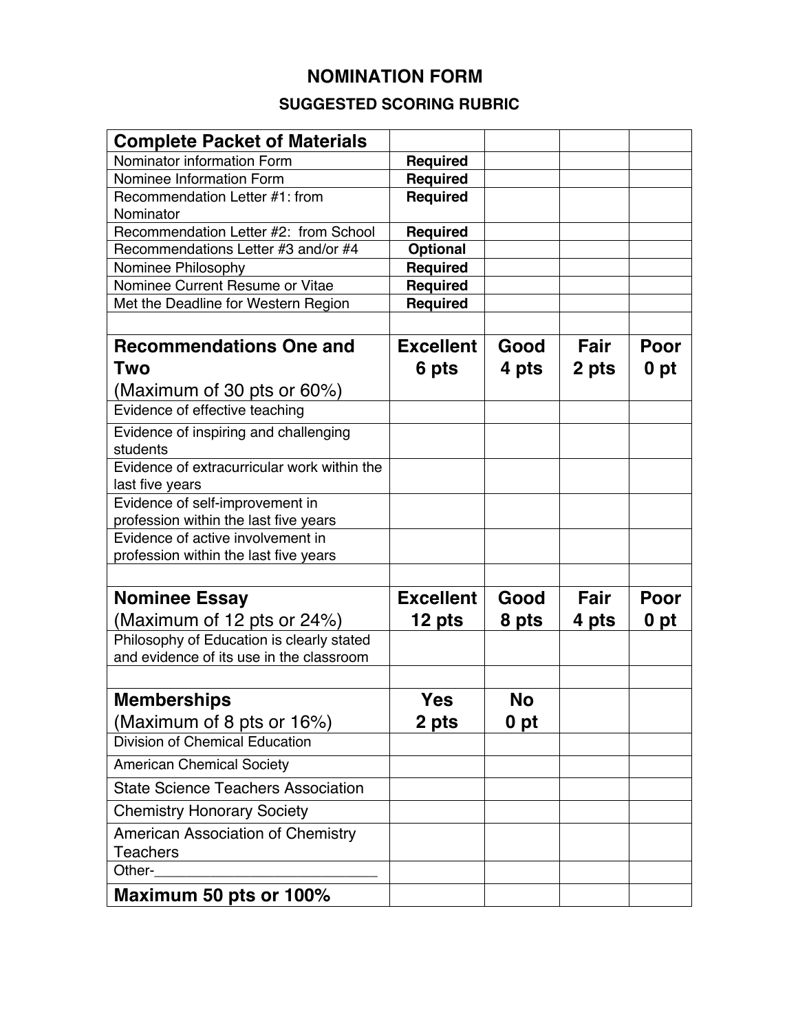# NOMINATION FORM

## SUGGESTED SCORING RUBRIC

| | | | | |
|---|---|---|---|---|
| **Complete Packet of Materials** | | | | |
| Nominator information Form | **Required** | | | |
| Nominee Information Form | **Required** | | | |
| Recommendation Letter #1: from Nominator | **Required** | | | |
| Recommendation Letter #2: from School | **Required** | | | |
| Recommendations Letter #3 and/or #4 | **Optional** | | | |
| Nominee Philosophy | **Required** | | | |
| Nominee Current Resume or Vitae | **Required** | | | |
| Met the Deadline for Western Region | **Required** | | | |
| | | | | |
| **Recommendations One and Two** (Maximum of 30 pts or 60%) | **Excellent 6 pts** | **Good 4 pts** | **Fair 2 pts** | **Poor 0 pt** |
| Evidence of effective teaching | | | | |
| Evidence of inspiring and challenging students | | | | |
| Evidence of extracurricular work within the last five years | | | | |
| Evidence of self-improvement in profession within the last five years | | | | |
| Evidence of active involvement in profession within the last five years | | | | |
| | | | | |
| **Nominee Essay** (Maximum of 12 pts or 24%) | **Excellent 12 pts** | **Good 8 pts** | **Fair 4 pts** | **Poor 0 pt** |
| Philosophy of Education is clearly stated and evidence of its use in the classroom | | | | |
| | | | | |
| **Memberships** (Maximum of 8 pts or 16%) | **Yes 2 pts** | **No 0 pt** | | |
| Division of Chemical Education | | | | |
| American Chemical Society | | | | |
| State Science Teachers Association | | | | |
| Chemistry Honorary Society | | | | |
| American Association of Chemistry Teachers | | | | |
| Other-____________________________ | | | | |
| **Maximum 50 pts or 100%** | | | | |